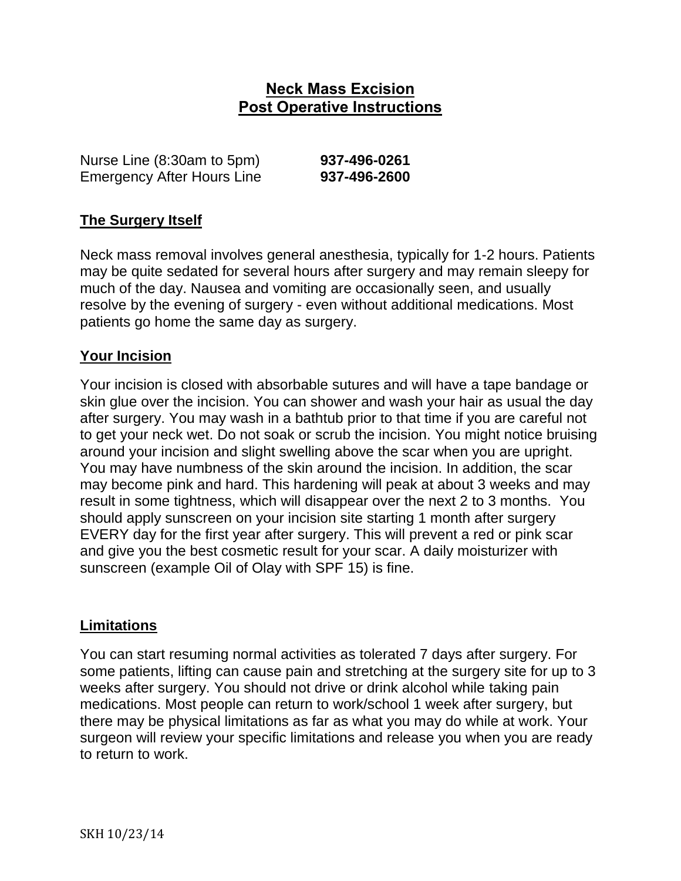# Neck Mass Excision
# Post Operative Instructions

Nurse Line (8:30am to 5pm) **937-496-0261**
Emergency After Hours Line **937-496-2600**

## The Surgery Itself

Neck mass removal involves general anesthesia, typically for 1-2 hours. Patients may be quite sedated for several hours after surgery and may remain sleepy for much of the day. Nausea and vomiting are occasionally seen, and usually resolve by the evening of surgery - even without additional medications. Most patients go home the same day as surgery.

## Your Incision

Your incision is closed with absorbable sutures and will have a tape bandage or skin glue over the incision. You can shower and wash your hair as usual the day after surgery. You may wash in a bathtub prior to that time if you are careful not to get your neck wet. Do not soak or scrub the incision. You might notice bruising around your incision and slight swelling above the scar when you are upright. You may have numbness of the skin around the incision. In addition, the scar may become pink and hard. This hardening will peak at about 3 weeks and may result in some tightness, which will disappear over the next 2 to 3 months. You should apply sunscreen on your incision site starting 1 month after surgery EVERY day for the first year after surgery. This will prevent a red or pink scar and give you the best cosmetic result for your scar. A daily moisturizer with sunscreen (example Oil of Olay with SPF 15) is fine.

## Limitations

You can start resuming normal activities as tolerated 7 days after surgery. For some patients, lifting can cause pain and stretching at the surgery site for up to 3 weeks after surgery. You should not drive or drink alcohol while taking pain medications. Most people can return to work/school 1 week after surgery, but there may be physical limitations as far as what you may do while at work. Your surgeon will review your specific limitations and release you when you are ready to return to work.

SKH 10/23/14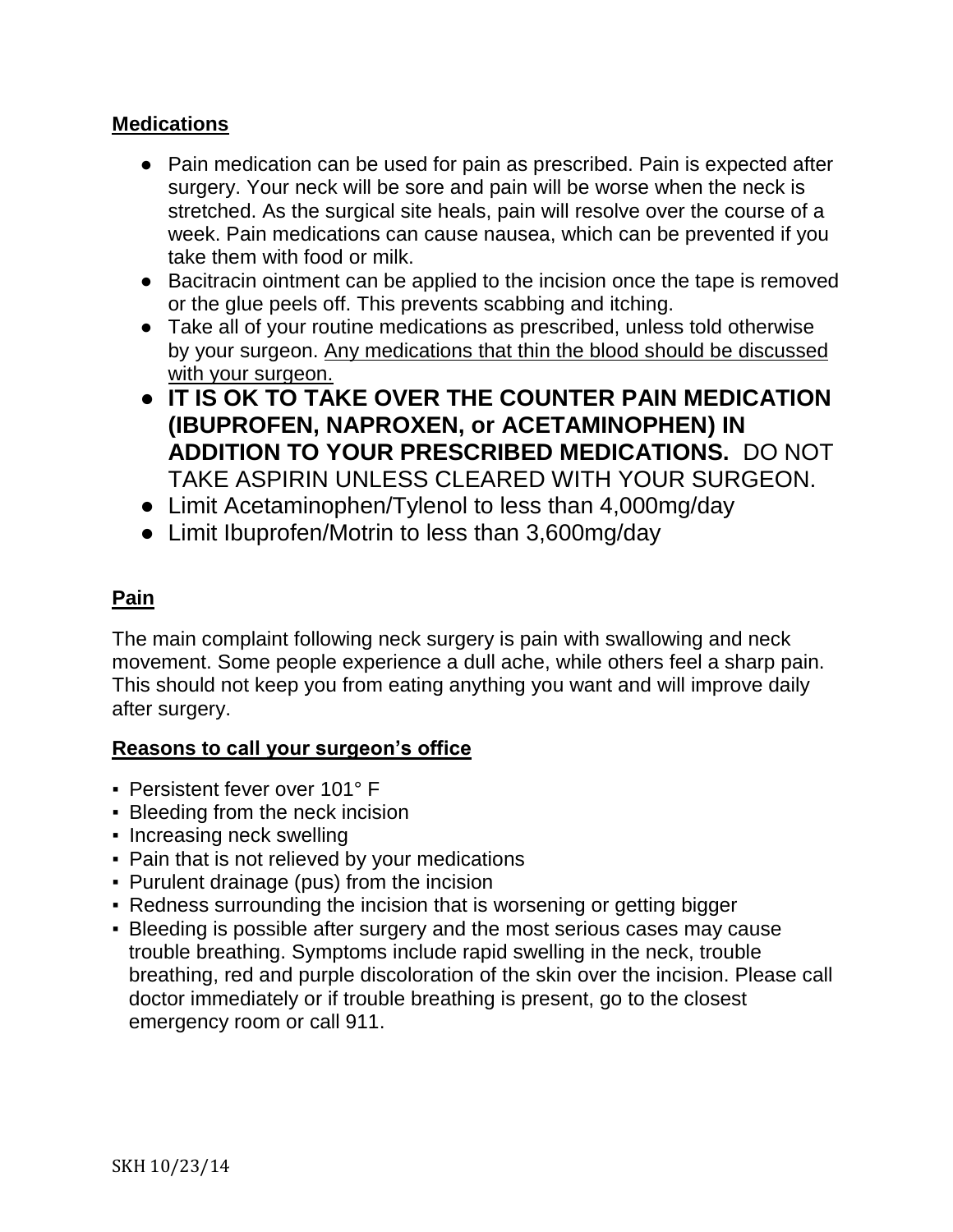## Medications

- Pain medication can be used for pain as prescribed. Pain is expected after surgery. Your neck will be sore and pain will be worse when the neck is stretched. As the surgical site heals, pain will resolve over the course of a week. Pain medications can cause nausea, which can be prevented if you take them with food or milk.
- Bacitracin ointment can be applied to the incision once the tape is removed or the glue peels off. This prevents scabbing and itching.
- Take all of your routine medications as prescribed, unless told otherwise by your surgeon. Any medications that thin the blood should be discussed with your surgeon.
- **IT IS OK TO TAKE OVER THE COUNTER PAIN MEDICATION (IBUPROFEN, NAPROXEN, or ACETAMINOPHEN) IN ADDITION TO YOUR PRESCRIBED MEDICATIONS.** DO NOT TAKE ASPIRIN UNLESS CLEARED WITH YOUR SURGEON.
- Limit Acetaminophen/Tylenol to less than 4,000mg/day
- Limit Ibuprofen/Motrin to less than 3,600mg/day

## Pain

The main complaint following neck surgery is pain with swallowing and neck movement. Some people experience a dull ache, while others feel a sharp pain. This should not keep you from eating anything you want and will improve daily after surgery.

## Reasons to call your surgeon's office

- Persistent fever over 101° F
- Bleeding from the neck incision
- Increasing neck swelling
- Pain that is not relieved by your medications
- Purulent drainage (pus) from the incision
- Redness surrounding the incision that is worsening or getting bigger
- Bleeding is possible after surgery and the most serious cases may cause trouble breathing. Symptoms include rapid swelling in the neck, trouble breathing, red and purple discoloration of the skin over the incision. Please call doctor immediately or if trouble breathing is present, go to the closest emergency room or call 911.

SKH 10/23/14